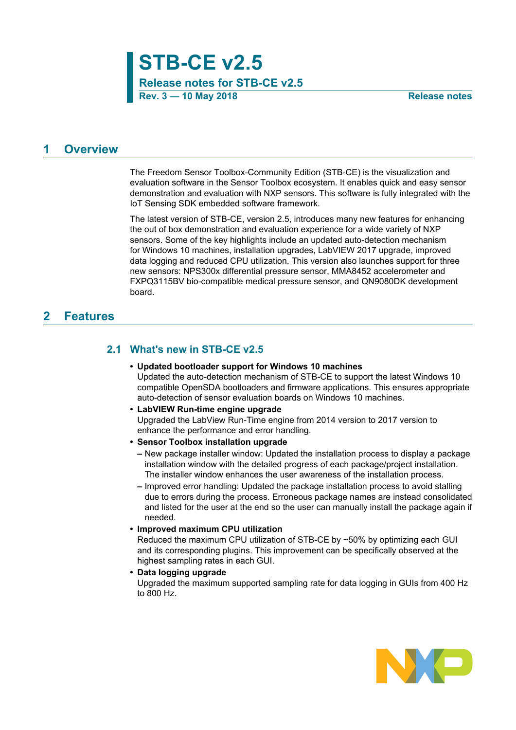# STB-CE v2.5

**Release notes for STB-CE v2.5**

**Rev. 3 — 10 May 2018** **Release notes**

## 1 Overview

The Freedom Sensor Toolbox-Community Edition (STB-CE) is the visualization and evaluation software in the Sensor Toolbox ecosystem. It enables quick and easy sensor demonstration and evaluation with NXP sensors. This software is fully integrated with the IoT Sensing SDK embedded software framework.

The latest version of STB-CE, version 2.5, introduces many new features for enhancing the out of box demonstration and evaluation experience for a wide variety of NXP sensors. Some of the key highlights include an updated auto-detection mechanism for Windows 10 machines, installation upgrades, LabVIEW 2017 upgrade, improved data logging and reduced CPU utilization. This version also launches support for three new sensors: NPS300x differential pressure sensor, MMA8452 accelerometer and FXPQ3115BV bio-compatible medical pressure sensor, and QN9080DK development board.

## 2 Features

### 2.1 What's new in STB-CE v2.5

- **Updated bootloader support for Windows 10 machines**
  Updated the auto-detection mechanism of STB-CE to support the latest Windows 10 compatible OpenSDA bootloaders and firmware applications. This ensures appropriate auto-detection of sensor evaluation boards on Windows 10 machines.
- **LabVIEW Run-time engine upgrade**
  Upgraded the LabView Run-Time engine from 2014 version to 2017 version to enhance the performance and error handling.
- **Sensor Toolbox installation upgrade**
  - New package installer window: Updated the installation process to display a package installation window with the detailed progress of each package/project installation. The installer window enhances the user awareness of the installation process.
  - Improved error handling: Updated the package installation process to avoid stalling due to errors during the process. Erroneous package names are instead consolidated and listed for the user at the end so the user can manually install the package again if needed.
- **Improved maximum CPU utilization**
  Reduced the maximum CPU utilization of STB-CE by ~50% by optimizing each GUI and its corresponding plugins. This improvement can be specifically observed at the highest sampling rates in each GUI.
- **Data logging upgrade**
  Upgraded the maximum supported sampling rate for data logging in GUIs from 400 Hz to 800 Hz.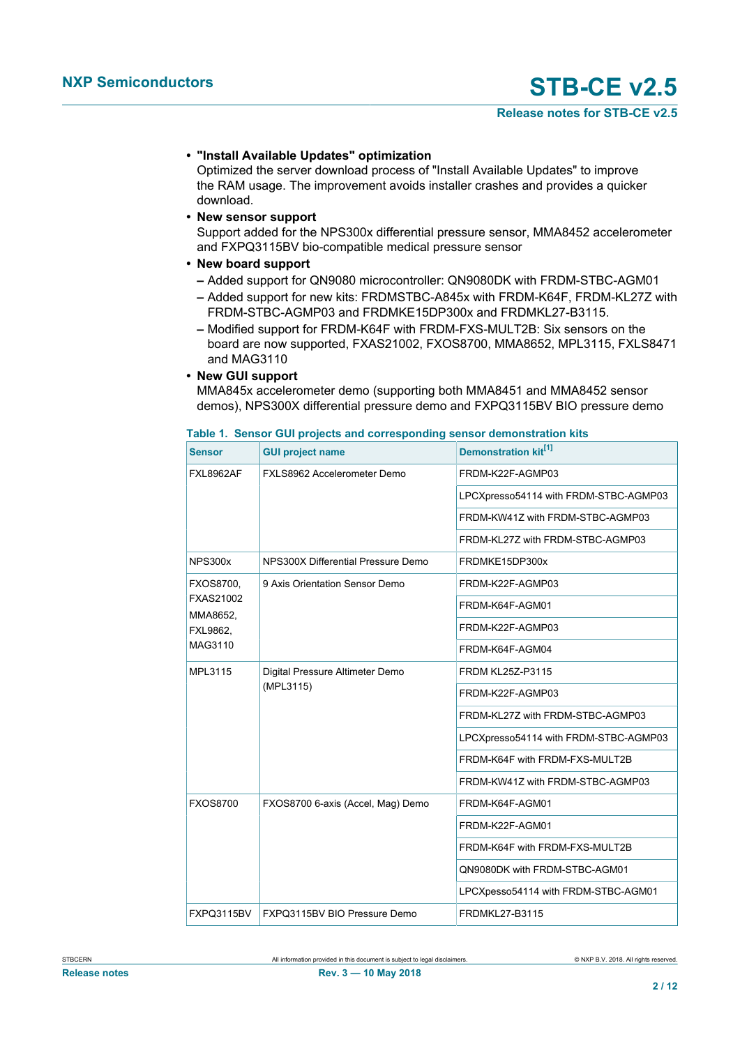- **"Install Available Updates" optimization**
  Optimized the server download process of "Install Available Updates" to improve the RAM usage. The improvement avoids installer crashes and provides a quicker download.
- **New sensor support**
  Support added for the NPS300x differential pressure sensor, MMA8452 accelerometer and FXPQ3115BV bio-compatible medical pressure sensor
- **New board support**
  - Added support for QN9080 microcontroller: QN9080DK with FRDM-STBC-AGM01
  - Added support for new kits: FRDMSTBC-A845x with FRDM-K64F, FRDM-KL27Z with FRDM-STBC-AGMP03 and FRDMKE15DP300x and FRDMKL27-B3115.
  - Modified support for FRDM-K64F with FRDM-FXS-MULT2B: Six sensors on the board are now supported, FXAS21002, FXOS8700, MMA8652, MPL3115, FXLS8471 and MAG3110
- **New GUI support**
  MMA845x accelerometer demo (supporting both MMA8451 and MMA8452 sensor demos), NPS300X differential pressure demo and FXPQ3115BV BIO pressure demo

**Table 1. Sensor GUI projects and corresponding sensor demonstration kits**

| Sensor | GUI project name | Demonstration kit[1] |
|---|---|---|
| FXL8962AF | FXLS8962 Accelerometer Demo | FRDM-K22F-AGMP03 |
| | | LPCXpresso54114 with FRDM-STBC-AGMP03 |
| | | FRDM-KW41Z with FRDM-STBC-AGMP03 |
| | | FRDM-KL27Z with FRDM-STBC-AGMP03 |
| NPS300x | NPS300X Differential Pressure Demo | FRDMKE15DP300x |
| FXOS8700, FXAS21002 MMA8652, FXL9862, MAG3110 | 9 Axis Orientation Sensor Demo | FRDM-K22F-AGMP03 |
| | | FRDM-K64F-AGM01 |
| | | FRDM-K22F-AGMP03 |
| | | FRDM-K64F-AGM04 |
| MPL3115 | Digital Pressure Altimeter Demo (MPL3115) | FRDM KL25Z-P3115 |
| | | FRDM-K22F-AGMP03 |
| | | FRDM-KL27Z with FRDM-STBC-AGMP03 |
| | | LPCXpresso54114 with FRDM-STBC-AGMP03 |
| | | FRDM-K64F with FRDM-FXS-MULT2B |
| | | FRDM-KW41Z with FRDM-STBC-AGMP03 |
| FXOS8700 | FXOS8700 6-axis (Accel, Mag) Demo | FRDM-K64F-AGM01 |
| | | FRDM-K22F-AGM01 |
| | | FRDM-K64F with FRDM-FXS-MULT2B |
| | | QN9080DK with FRDM-STBC-AGM01 |
| | | LPCXpesso54114 with FRDM-STBC-AGM01 |
| FXPQ3115BV | FXPQ3115BV BIO Pressure Demo | FRDMKL27-B3115 |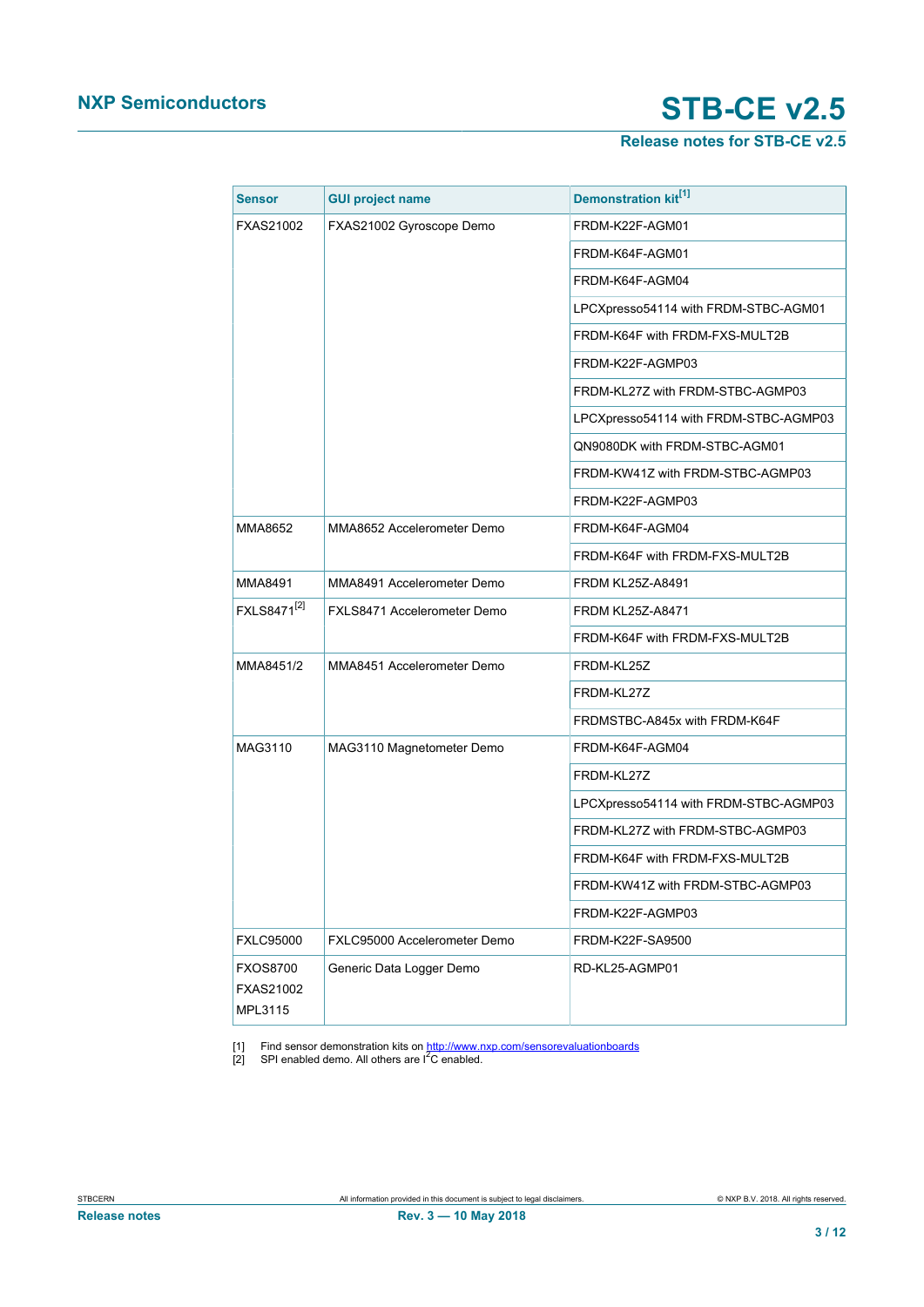| Sensor | GUI project name | Demonstration kit[1] |
|---|---|---|
| FXAS21002 | FXAS21002 Gyroscope Demo | FRDM-K22F-AGM01 |
| | | FRDM-K64F-AGM01 |
| | | FRDM-K64F-AGM04 |
| | | LPCXpresso54114 with FRDM-STBC-AGM01 |
| | | FRDM-K64F with FRDM-FXS-MULT2B |
| | | FRDM-K22F-AGMP03 |
| | | FRDM-KL27Z with FRDM-STBC-AGMP03 |
| | | LPCXpresso54114 with FRDM-STBC-AGMP03 |
| | | QN9080DK with FRDM-STBC-AGM01 |
| | | FRDM-KW41Z with FRDM-STBC-AGMP03 |
| | | FRDM-K22F-AGMP03 |
| MMA8652 | MMA8652 Accelerometer Demo | FRDM-K64F-AGM04 |
| | | FRDM-K64F with FRDM-FXS-MULT2B |
| MMA8491 | MMA8491 Accelerometer Demo | FRDM KL25Z-A8491 |
| FXLS8471[2] | FXLS8471 Accelerometer Demo | FRDM KL25Z-A8471 |
| | | FRDM-K64F with FRDM-FXS-MULT2B |
| MMA8451/2 | MMA8451 Accelerometer Demo | FRDM-KL25Z |
| | | FRDM-KL27Z |
| | | FRDMSTBC-A845x with FRDM-K64F |
| MAG3110 | MAG3110 Magnetometer Demo | FRDM-K64F-AGM04 |
| | | FRDM-KL27Z |
| | | LPCXpresso54114 with FRDM-STBC-AGMP03 |
| | | FRDM-KL27Z with FRDM-STBC-AGMP03 |
| | | FRDM-K64F with FRDM-FXS-MULT2B |
| | | FRDM-KW41Z with FRDM-STBC-AGMP03 |
| | | FRDM-K22F-AGMP03 |
| FXLC95000 | FXLC95000 Accelerometer Demo | FRDM-K22F-SA9500 |
| FXOS8700<br>FXAS21002<br>MPL3115 | Generic Data Logger Demo | RD-KL25-AGMP01 |

[1] Find sensor demonstration kits on http://www.nxp.com/sensorevaluationboards
[2] SPI enabled demo. All others are $I^2C$ enabled.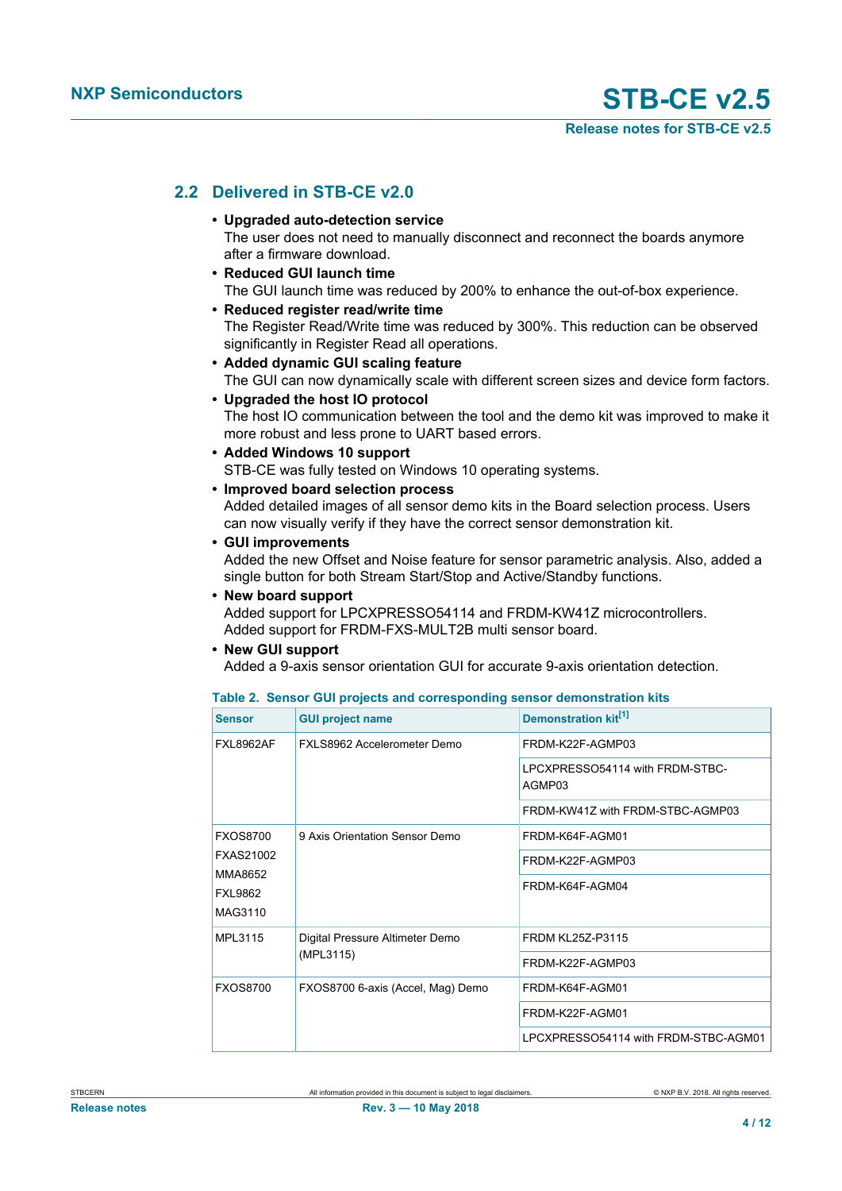## 2.2 Delivered in STB-CE v2.0

- **Upgraded auto-detection service**
  The user does not need to manually disconnect and reconnect the boards anymore after a firmware download.
- **Reduced GUI launch time**
  The GUI launch time was reduced by 200% to enhance the out-of-box experience.
- **Reduced register read/write time**
  The Register Read/Write time was reduced by 300%. This reduction can be observed significantly in Register Read all operations.
- **Added dynamic GUI scaling feature**
  The GUI can now dynamically scale with different screen sizes and device form factors.
- **Upgraded the host IO protocol**
  The host IO communication between the tool and the demo kit was improved to make it more robust and less prone to UART based errors.
- **Added Windows 10 support**
  STB-CE was fully tested on Windows 10 operating systems.
- **Improved board selection process**
  Added detailed images of all sensor demo kits in the Board selection process. Users can now visually verify if they have the correct sensor demonstration kit.
- **GUI improvements**
  Added the new Offset and Noise feature for sensor parametric analysis. Also, added a single button for both Stream Start/Stop and Active/Standby functions.
- **New board support**
  Added support for LPCXPRESSO54114 and FRDM-KW41Z microcontrollers.
  Added support for FRDM-FXS-MULT2B multi sensor board.
- **New GUI support**
  Added a 9-axis sensor orientation GUI for accurate 9-axis orientation detection.

**Table 2. Sensor GUI projects and corresponding sensor demonstration kits**

| Sensor | GUI project name | Demonstration kit[1] |
|---|---|---|
| FXL8962AF | FXLS8962 Accelerometer Demo | FRDM-K22F-AGMP03 |
| | | LPCXPRESSO54114 with FRDM-STBC-AGMP03 |
| | | FRDM-KW41Z with FRDM-STBC-AGMP03 |
| FXOS8700<br>FXAS21002<br>MMA8652<br>FXL9862<br>MAG3110 | 9 Axis Orientation Sensor Demo | FRDM-K64F-AGM01 |
| | | FRDM-K22F-AGMP03 |
| | | FRDM-K64F-AGM04 |
| MPL3115 | Digital Pressure Altimeter Demo (MPL3115) | FRDM KL25Z-P3115 |
| | | FRDM-K22F-AGMP03 |
| FXOS8700 | FXOS8700 6-axis (Accel, Mag) Demo | FRDM-K64F-AGM01 |
| | | FRDM-K22F-AGM01 |
| | | LPCXPRESSO54114 with FRDM-STBC-AGM01 |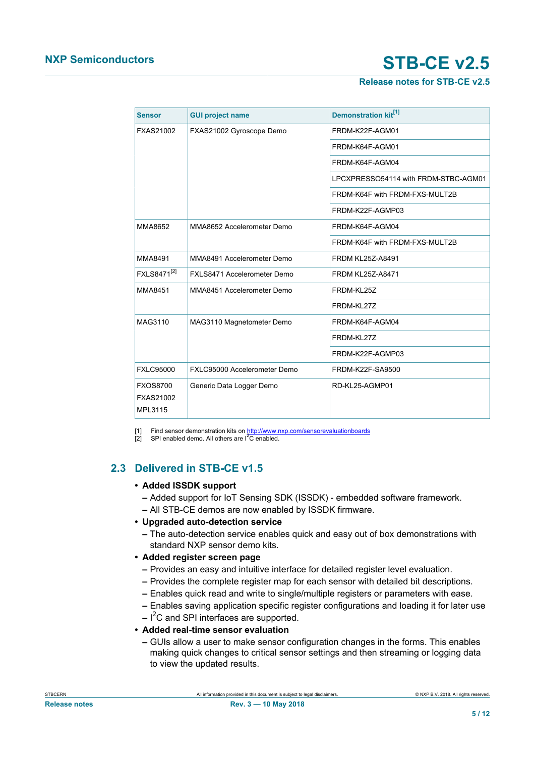| Sensor | GUI project name | Demonstration kit[1] |
| --- | --- | --- |
| FXAS21002 | FXAS21002 Gyroscope Demo | FRDM-K22F-AGM01 |
| | | FRDM-K64F-AGM01 |
| | | FRDM-K64F-AGM04 |
| | | LPCXPRESSO54114 with FRDM-STBC-AGM01 |
| | | FRDM-K64F with FRDM-FXS-MULT2B |
| | | FRDM-K22F-AGMP03 |
| MMA8652 | MMA8652 Accelerometer Demo | FRDM-K64F-AGM04 |
| | | FRDM-K64F with FRDM-FXS-MULT2B |
| MMA8491 | MMA8491 Accelerometer Demo | FRDM KL25Z-A8491 |
| FXLS8471[2] | FXLS8471 Accelerometer Demo | FRDM KL25Z-A8471 |
| MMA8451 | MMA8451 Accelerometer Demo | FRDM-KL25Z |
| | | FRDM-KL27Z |
| MAG3110 | MAG3110 Magnetometer Demo | FRDM-K64F-AGM04 |
| | | FRDM-KL27Z |
| | | FRDM-K22F-AGMP03 |
| FXLC95000 | FXLC95000 Accelerometer Demo | FRDM-K22F-SA9500 |
| FXOS8700<br>FXAS21002<br>MPL3115 | Generic Data Logger Demo | RD-KL25-AGMP01 |

[1] Find sensor demonstration kits on http://www.nxp.com/sensorevaluationboards
[2] SPI enabled demo. All others are I²C enabled.

## 2.3 Delivered in STB-CE v1.5

- **Added ISSDK support**
  - Added support for IoT Sensing SDK (ISSDK) - embedded software framework.
  - All STB-CE demos are now enabled by ISSDK firmware.
- **Upgraded auto-detection service**
  - The auto-detection service enables quick and easy out of box demonstrations with standard NXP sensor demo kits.
- **Added register screen page**
  - Provides an easy and intuitive interface for detailed register level evaluation.
  - Provides the complete register map for each sensor with detailed bit descriptions.
  - Enables quick read and write to single/multiple registers or parameters with ease.
  - Enables saving application specific register configurations and loading it for later use
  - I²C and SPI interfaces are supported.
- **Added real-time sensor evaluation**
  - GUIs allow a user to make sensor configuration changes in the forms. This enables making quick changes to critical sensor settings and then streaming or logging data to view the updated results.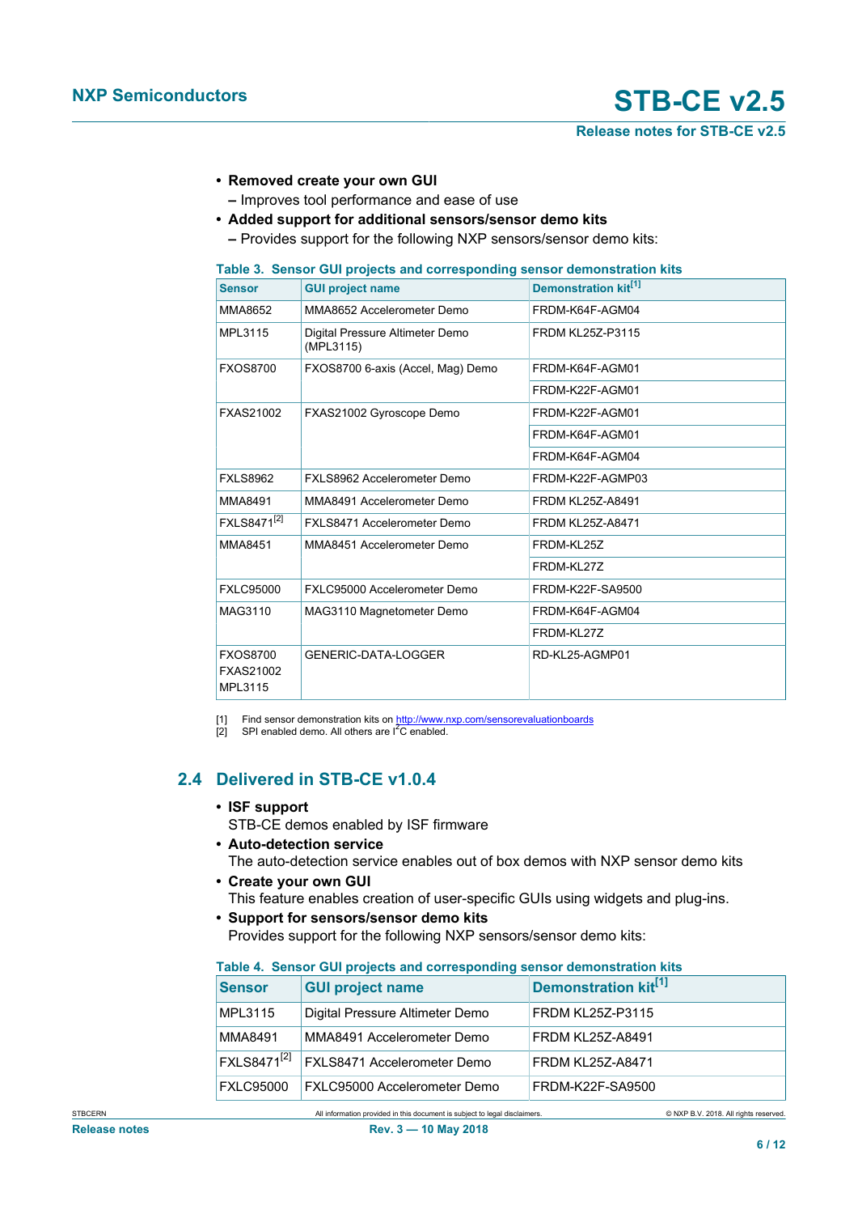- **Removed create your own GUI**
  - Improves tool performance and ease of use
- **Added support for additional sensors/sensor demo kits**
  - Provides support for the following NXP sensors/sensor demo kits:

**Table 3. Sensor GUI projects and corresponding sensor demonstration kits**

| Sensor | GUI project name | Demonstration kit[1] |
|---|---|---|
| MMA8652 | MMA8652 Accelerometer Demo | FRDM-K64F-AGM04 |
| MPL3115 | Digital Pressure Altimeter Demo (MPL3115) | FRDM KL25Z-P3115 |
| FXOS8700 | FXOS8700 6-axis (Accel, Mag) Demo | FRDM-K64F-AGM01 |
| | | FRDM-K22F-AGM01 |
| FXAS21002 | FXAS21002 Gyroscope Demo | FRDM-K22F-AGM01 |
| | | FRDM-K64F-AGM01 |
| | | FRDM-K64F-AGM04 |
| FXLS8962 | FXLS8962 Accelerometer Demo | FRDM-K22F-AGMP03 |
| MMA8491 | MMA8491 Accelerometer Demo | FRDM KL25Z-A8491 |
| FXLS8471[2] | FXLS8471 Accelerometer Demo | FRDM KL25Z-A8471 |
| MMA8451 | MMA8451 Accelerometer Demo | FRDM-KL25Z |
| | | FRDM-KL27Z |
| FXLC95000 | FXLC95000 Accelerometer Demo | FRDM-K22F-SA9500 |
| MAG3110 | MAG3110 Magnetometer Demo | FRDM-K64F-AGM04 |
| | | FRDM-KL27Z |
| FXOS8700 FXAS21002 MPL3115 | GENERIC-DATA-LOGGER | RD-KL25-AGMP01 |

[1] Find sensor demonstration kits on http://www.nxp.com/sensorevaluationboards
[2] SPI enabled demo. All others are I$^2$C enabled.

## 2.4 Delivered in STB-CE v1.0.4

- **ISF support**
  STB-CE demos enabled by ISF firmware
- **Auto-detection service**
  The auto-detection service enables out of box demos with NXP sensor demo kits
- **Create your own GUI**
  This feature enables creation of user-specific GUIs using widgets and plug-ins.
- **Support for sensors/sensor demo kits**
  Provides support for the following NXP sensors/sensor demo kits:

**Table 4. Sensor GUI projects and corresponding sensor demonstration kits**

| Sensor | GUI project name | Demonstration kit[1] |
|---|---|---|
| MPL3115 | Digital Pressure Altimeter Demo | FRDM KL25Z-P3115 |
| MMA8491 | MMA8491 Accelerometer Demo | FRDM KL25Z-A8491 |
| FXLS8471[2] | FXLS8471 Accelerometer Demo | FRDM KL25Z-A8471 |
| FXLC95000 | FXLC95000 Accelerometer Demo | FRDM-K22F-SA9500 |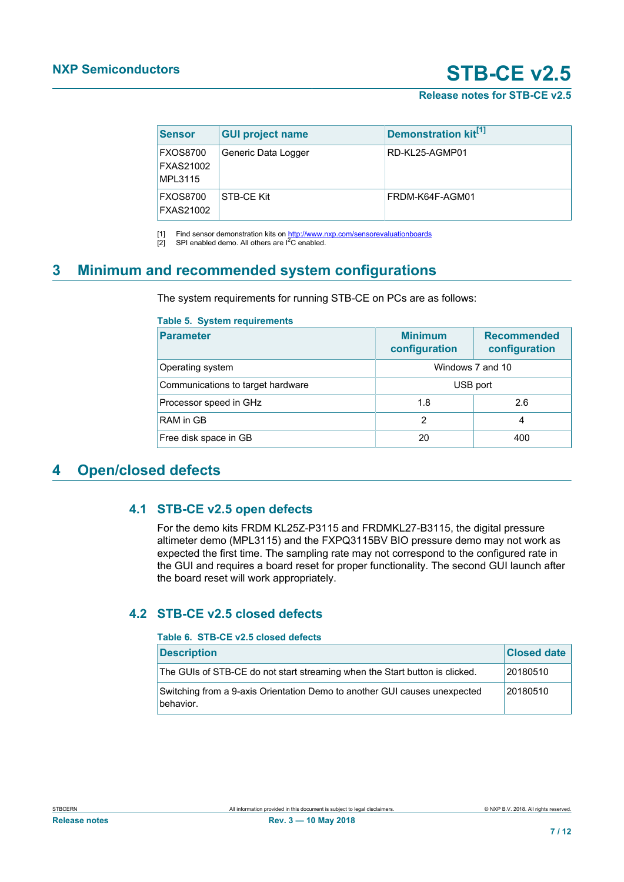| Sensor | GUI project name | Demonstration kit[1] |
|---|---|---|
| FXOS8700<br>FXAS21002<br>MPL3115 | Generic Data Logger | RD-KL25-AGMP01 |
| FXOS8700<br>FXAS21002 | STB-CE Kit | FRDM-K64F-AGM01 |

[1] Find sensor demonstration kits on http://www.nxp.com/sensorevaluationboards
[2] SPI enabled demo. All others are I2C enabled.

# 3 Minimum and recommended system configurations

The system requirements for running STB-CE on PCs are as follows:

**Table 5. System requirements**

| Parameter | Minimum configuration | Recommended configuration |
|---|---|---|
| Operating system | Windows 7 and 10 | |
| Communications to target hardware | USB port | |
| Processor speed in GHz | 1.8 | 2.6 |
| RAM in GB | 2 | 4 |
| Free disk space in GB | 20 | 400 |

# 4 Open/closed defects

## 4.1 STB-CE v2.5 open defects

For the demo kits FRDM KL25Z-P3115 and FRDMKL27-B3115, the digital pressure altimeter demo (MPL3115) and the FXPQ3115BV BIO pressure demo may not work as expected the first time. The sampling rate may not correspond to the configured rate in the GUI and requires a board reset for proper functionality. The second GUI launch after the board reset will work appropriately.

## 4.2 STB-CE v2.5 closed defects

**Table 6. STB-CE v2.5 closed defects**

| Description | Closed date |
|---|---|
| The GUIs of STB-CE do not start streaming when the Start button is clicked. | 20180510 |
| Switching from a 9-axis Orientation Demo to another GUI causes unexpected behavior. | 20180510 |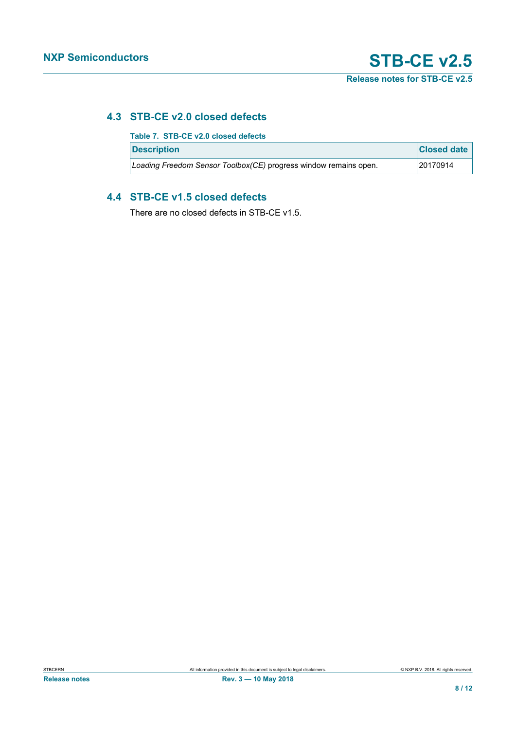## 4.3 STB-CE v2.0 closed defects

**Table 7. STB-CE v2.0 closed defects**

| Description | Closed date |
| --- | --- |
| *Loading Freedom Sensor Toolbox(CE)* progress window remains open. | 20170914 |

## 4.4 STB-CE v1.5 closed defects

There are no closed defects in STB-CE v1.5.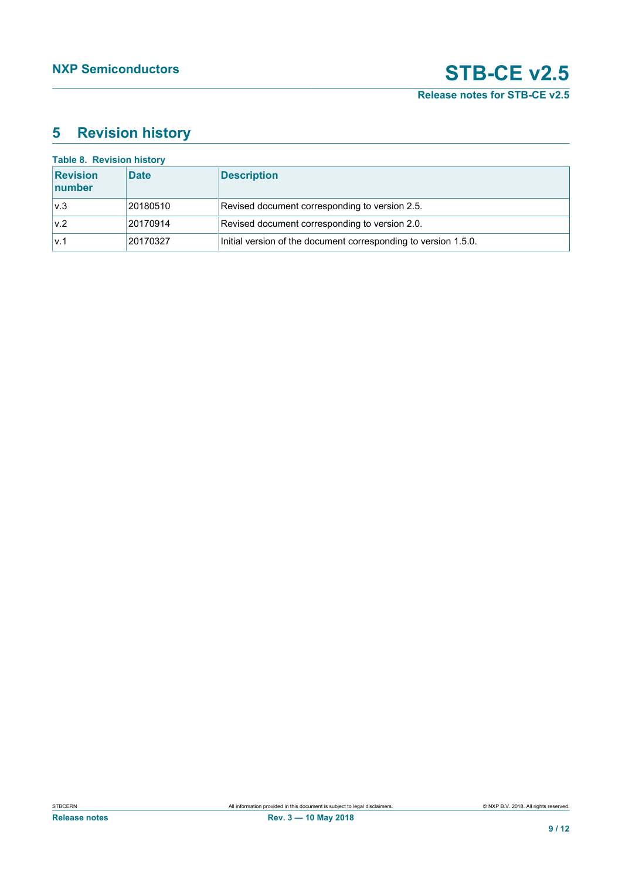# 5 Revision history

**Table 8. Revision history**

| Revision number | Date | Description |
|---|---|---|
| v.3 | 20180510 | Revised document corresponding to version 2.5. |
| v.2 | 20170914 | Revised document corresponding to version 2.0. |
| v.1 | 20170327 | Initial version of the document corresponding to version 1.5.0. |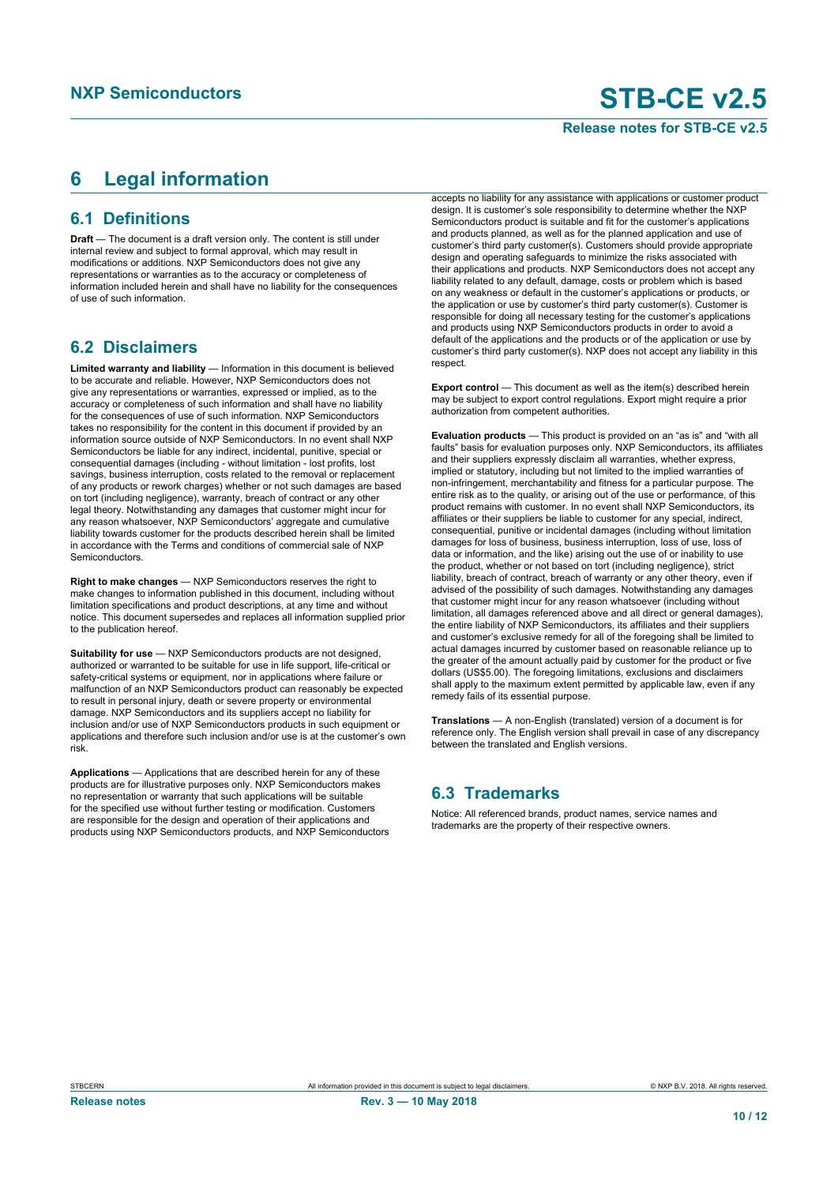# 6 Legal information

## 6.1 Definitions

**Draft** — The document is a draft version only. The content is still under internal review and subject to formal approval, which may result in modifications or additions. NXP Semiconductors does not give any representations or warranties as to the accuracy or completeness of information included herein and shall have no liability for the consequences of use of such information.

## 6.2 Disclaimers

**Limited warranty and liability** — Information in this document is believed to be accurate and reliable. However, NXP Semiconductors does not give any representations or warranties, expressed or implied, as to the accuracy or completeness of such information and shall have no liability for the consequences of use of such information. NXP Semiconductors takes no responsibility for the content in this document if provided by an information source outside of NXP Semiconductors. In no event shall NXP Semiconductors be liable for any indirect, incidental, punitive, special or consequential damages (including - without limitation - lost profits, lost savings, business interruption, costs related to the removal or replacement of any products or rework charges) whether or not such damages are based on tort (including negligence), warranty, breach of contract or any other legal theory. Notwithstanding any damages that customer might incur for any reason whatsoever, NXP Semiconductors' aggregate and cumulative liability towards customer for the products described herein shall be limited in accordance with the Terms and conditions of commercial sale of NXP Semiconductors.

**Right to make changes** — NXP Semiconductors reserves the right to make changes to information published in this document, including without limitation specifications and product descriptions, at any time and without notice. This document supersedes and replaces all information supplied prior to the publication hereof.

**Suitability for use** — NXP Semiconductors products are not designed, authorized or warranted to be suitable for use in life support, life-critical or safety-critical systems or equipment, nor in applications where failure or malfunction of an NXP Semiconductors product can reasonably be expected to result in personal injury, death or severe property or environmental damage. NXP Semiconductors and its suppliers accept no liability for inclusion and/or use of NXP Semiconductors products in such equipment or applications and therefore such inclusion and/or use is at the customer's own risk.

**Applications** — Applications that are described herein for any of these products are for illustrative purposes only. NXP Semiconductors makes no representation or warranty that such applications will be suitable for the specified use without further testing or modification. Customers are responsible for the design and operation of their applications and products using NXP Semiconductors products, and NXP Semiconductors accepts no liability for any assistance with applications or customer product design. It is customer's sole responsibility to determine whether the NXP Semiconductors product is suitable and fit for the customer's applications and products planned, as well as for the planned application and use of customer's third party customer(s). Customers should provide appropriate design and operating safeguards to minimize the risks associated with their applications and products. NXP Semiconductors does not accept any liability related to any default, damage, costs or problem which is based on any weakness or default in the customer's applications or products, or the application or use by customer's third party customer(s). Customer is responsible for doing all necessary testing for the customer's applications and products using NXP Semiconductors products in order to avoid a default of the applications and the products or of the application or use by customer's third party customer(s). NXP does not accept any liability in this respect.

**Export control** — This document as well as the item(s) described herein may be subject to export control regulations. Export might require a prior authorization from competent authorities.

**Evaluation products** — This product is provided on an "as is" and "with all faults" basis for evaluation purposes only. NXP Semiconductors, its affiliates and their suppliers expressly disclaim all warranties, whether express, implied or statutory, including but not limited to the implied warranties of non-infringement, merchantability and fitness for a particular purpose. The entire risk as to the quality, or arising out of the use or performance, of this product remains with customer. In no event shall NXP Semiconductors, its affiliates or their suppliers be liable to customer for any special, indirect, consequential, punitive or incidental damages (including without limitation damages for loss of business, business interruption, loss of use, loss of data or information, and the like) arising out the use of or inability to use the product, whether or not based on tort (including negligence), strict liability, breach of contract, breach of warranty or any other theory, even if advised of the possibility of such damages. Notwithstanding any damages that customer might incur for any reason whatsoever (including without limitation, all damages referenced above and all direct or general damages), the entire liability of NXP Semiconductors, its affiliates and their suppliers and customer's exclusive remedy for all of the foregoing shall be limited to actual damages incurred by customer based on reasonable reliance up to the greater of the amount actually paid by customer for the product or five dollars (US$5.00). The foregoing limitations, exclusions and disclaimers shall apply to the maximum extent permitted by applicable law, even if any remedy fails of its essential purpose.

**Translations** — A non-English (translated) version of a document is for reference only. The English version shall prevail in case of any discrepancy between the translated and English versions.

## 6.3 Trademarks

Notice: All referenced brands, product names, service names and trademarks are the property of their respective owners.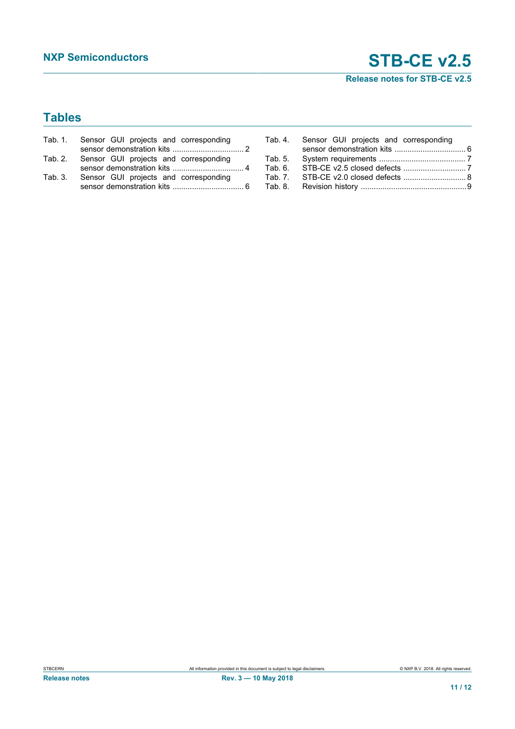## Tables

Tab. 1. Sensor GUI projects and corresponding sensor demonstration kits ................................ 2
Tab. 2. Sensor GUI projects and corresponding sensor demonstration kits ................................ 4
Tab. 3. Sensor GUI projects and corresponding sensor demonstration kits ................................ 6
Tab. 4. Sensor GUI projects and corresponding sensor demonstration kits ................................ 6
Tab. 5. System requirements ........................................ 7
Tab. 6. STB-CE v2.5 closed defects ............................ 7
Tab. 7. STB-CE v2.0 closed defects ............................ 8
Tab. 8. Revision history ................................................ 9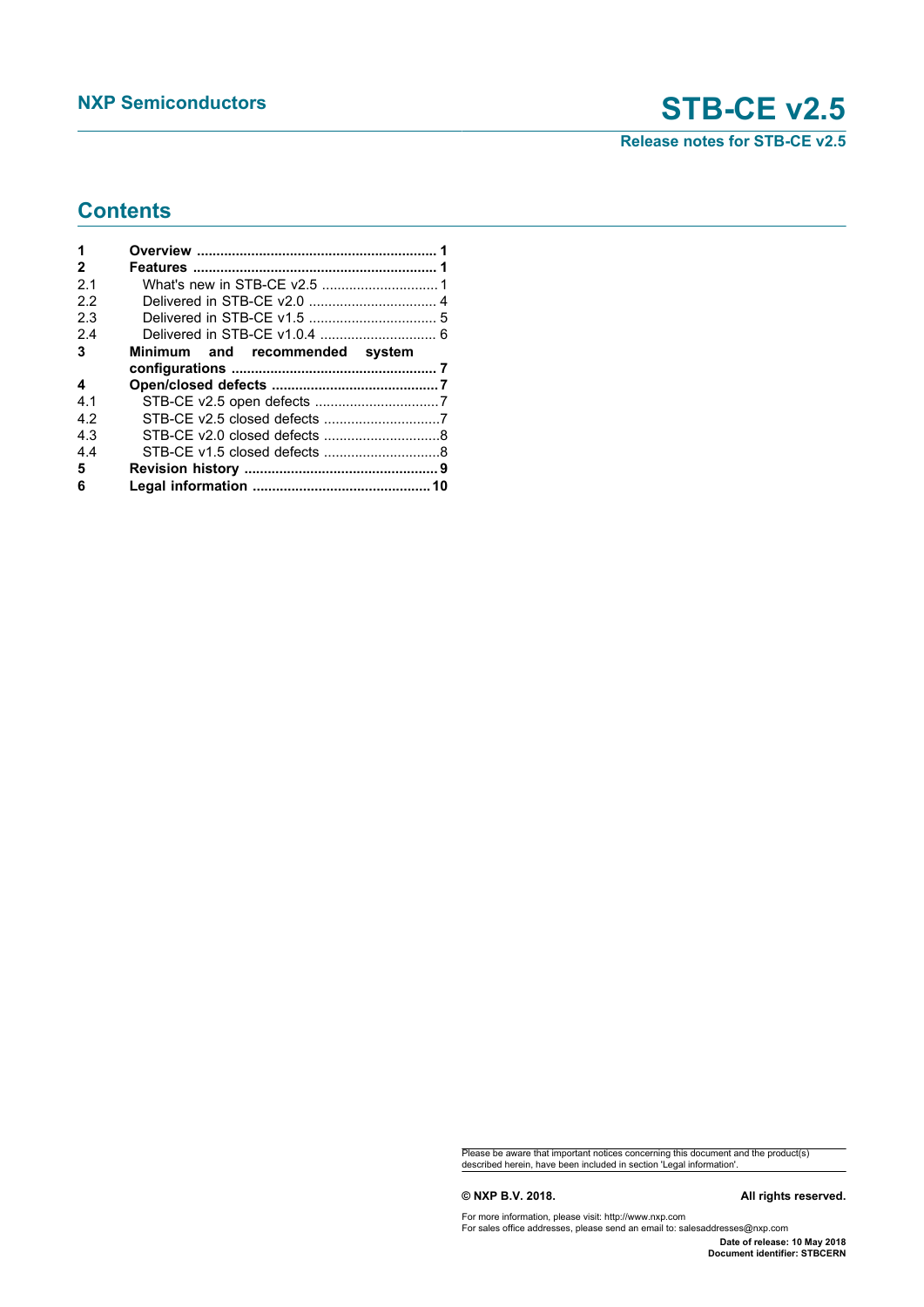## Contents

| | | |
|---|---|---|
| **1** | **Overview** | **1** |
| **2** | **Features** | **1** |
| 2.1 | What's new in STB-CE v2.5 | 1 |
| 2.2 | Delivered in STB-CE v2.0 | 4 |
| 2.3 | Delivered in STB-CE v1.5 | 5 |
| 2.4 | Delivered in STB-CE v1.0.4 | 6 |
| **3** | **Minimum and recommended system configurations** | **7** |
| **4** | **Open/closed defects** | **7** |
| 4.1 | STB-CE v2.5 open defects | 7 |
| 4.2 | STB-CE v2.5 closed defects | 7 |
| 4.3 | STB-CE v2.0 closed defects | 8 |
| 4.4 | STB-CE v1.5 closed defects | 8 |
| **5** | **Revision history** | **9** |
| **6** | **Legal information** | **10** |

Please be aware that important notices concerning this document and the product(s) described herein, have been included in section 'Legal information'.

**© NXP B.V. 2018. All rights reserved.**

For more information, please visit: http://www.nxp.com
For sales office addresses, please send an email to: salesaddresses@nxp.com

**Date of release: 10 May 2018**
**Document identifier: STBCERN**